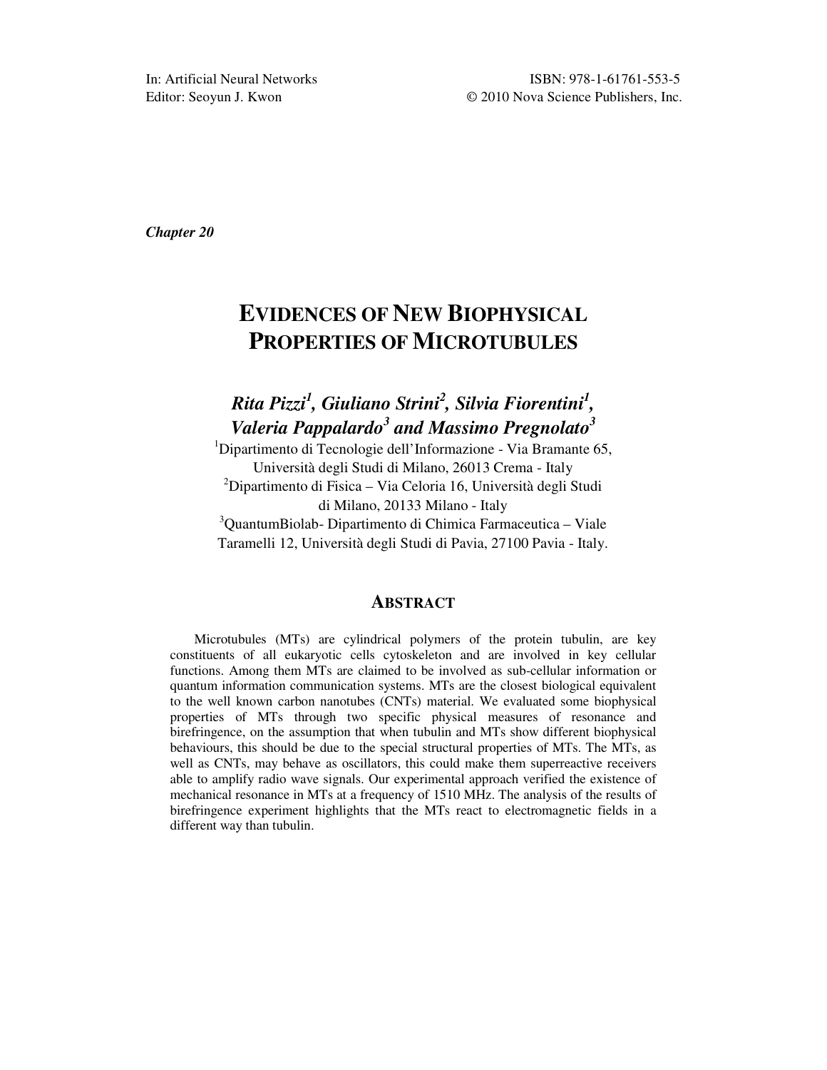In: Artificial Neural Networks
Editor: Seoyun J. Kwon

ISBN: 978-1-61761-553-5
© 2010 Nova Science Publishers, Inc.

*Chapter 20*

# EVIDENCES OF NEW BIOPHYSICAL PROPERTIES OF MICROTUBULES

***Rita Pizzi[1], Giuliano Strini[2], Silvia Fiorentini[1], Valeria Pappalardo[3] and Massimo Pregnolato[3]***

[1]Dipartimento di Tecnologie dell'Informazione - Via Bramante 65, Università degli Studi di Milano, 26013 Crema - Italy
[2]Dipartimento di Fisica – Via Celoria 16, Università degli Studi di Milano, 20133 Milano - Italy
[3]QuantumBiolab- Dipartimento di Chimica Farmaceutica – Viale Taramelli 12, Università degli Studi di Pavia, 27100 Pavia - Italy.

## ABSTRACT

Microtubules (MTs) are cylindrical polymers of the protein tubulin, are key constituents of all eukaryotic cells cytoskeleton and are involved in key cellular functions. Among them MTs are claimed to be involved as sub-cellular information or quantum information communication systems. MTs are the closest biological equivalent to the well known carbon nanotubes (CNTs) material. We evaluated some biophysical properties of MTs through two specific physical measures of resonance and birefringence, on the assumption that when tubulin and MTs show different biophysical behaviours, this should be due to the special structural properties of MTs. The MTs, as well as CNTs, may behave as oscillators, this could make them superreactive receivers able to amplify radio wave signals. Our experimental approach verified the existence of mechanical resonance in MTs at a frequency of 1510 MHz. The analysis of the results of birefringence experiment highlights that the MTs react to electromagnetic fields in a different way than tubulin.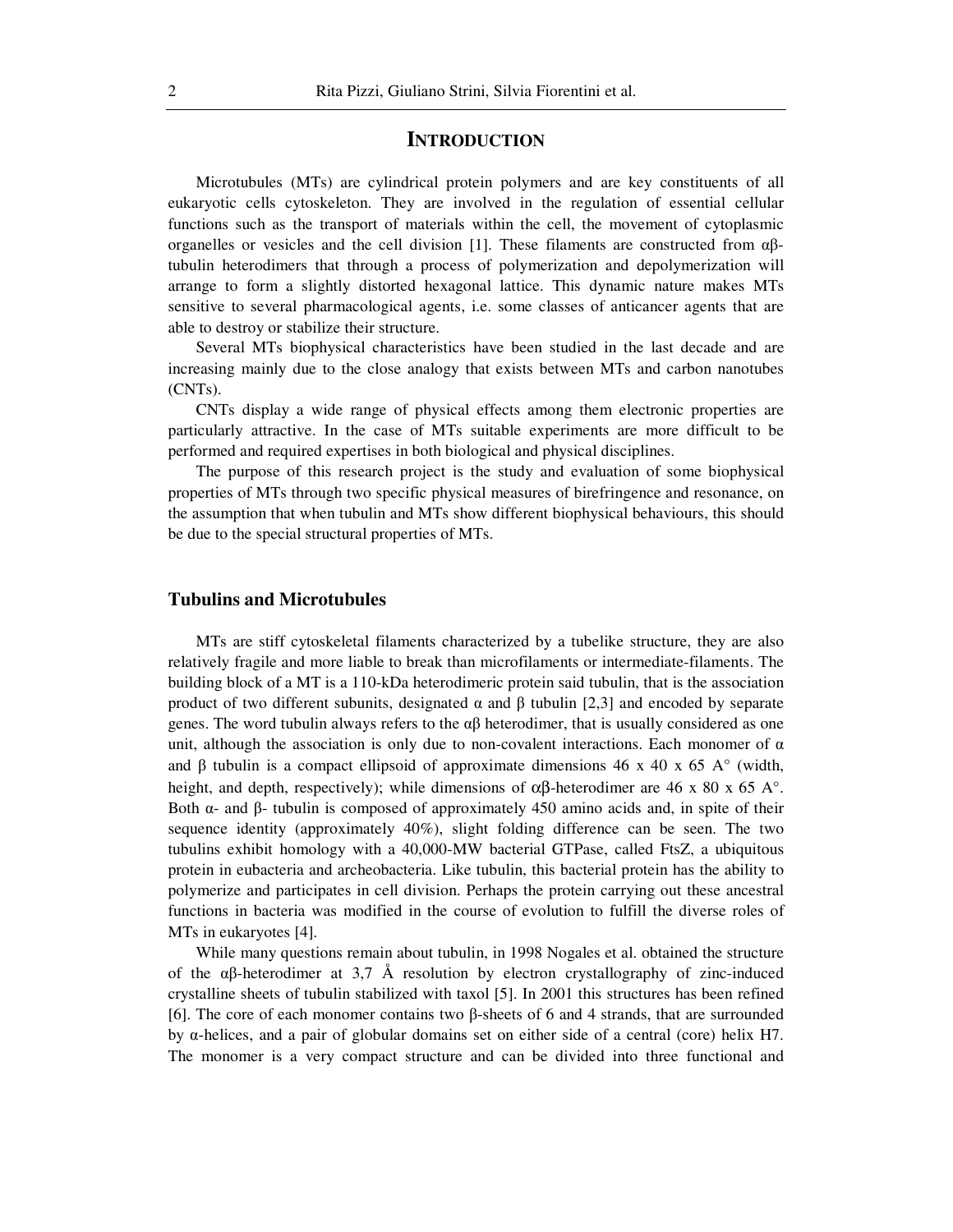# INTRODUCTION

Microtubules (MTs) are cylindrical protein polymers and are key constituents of all eukaryotic cells cytoskeleton. They are involved in the regulation of essential cellular functions such as the transport of materials within the cell, the movement of cytoplasmic organelles or vesicles and the cell division [1]. These filaments are constructed from αβ-tubulin heterodimers that through a process of polymerization and depolymerization will arrange to form a slightly distorted hexagonal lattice. This dynamic nature makes MTs sensitive to several pharmacological agents, i.e. some classes of anticancer agents that are able to destroy or stabilize their structure.

Several MTs biophysical characteristics have been studied in the last decade and are increasing mainly due to the close analogy that exists between MTs and carbon nanotubes (CNTs).

CNTs display a wide range of physical effects among them electronic properties are particularly attractive. In the case of MTs suitable experiments are more difficult to be performed and required expertises in both biological and physical disciplines.

The purpose of this research project is the study and evaluation of some biophysical properties of MTs through two specific physical measures of birefringence and resonance, on the assumption that when tubulin and MTs show different biophysical behaviours, this should be due to the special structural properties of MTs.

## Tubulins and Microtubules

MTs are stiff cytoskeletal filaments characterized by a tubelike structure, they are also relatively fragile and more liable to break than microfilaments or intermediate-filaments. The building block of a MT is a 110-kDa heterodimeric protein said tubulin, that is the association product of two different subunits, designated α and β tubulin [2,3] and encoded by separate genes. The word tubulin always refers to the αβ heterodimer, that is usually considered as one unit, although the association is only due to non-covalent interactions. Each monomer of α and β tubulin is a compact ellipsoid of approximate dimensions 46 x 40 x 65 A° (width, height, and depth, respectively); while dimensions of αβ-heterodimer are 46 x 80 x 65 A°. Both α- and β- tubulin is composed of approximately 450 amino acids and, in spite of their sequence identity (approximately 40%), slight folding difference can be seen. The two tubulins exhibit homology with a 40,000-MW bacterial GTPase, called FtsZ, a ubiquitous protein in eubacteria and archeobacteria. Like tubulin, this bacterial protein has the ability to polymerize and participates in cell division. Perhaps the protein carrying out these ancestral functions in bacteria was modified in the course of evolution to fulfill the diverse roles of MTs in eukaryotes [4].

While many questions remain about tubulin, in 1998 Nogales et al. obtained the structure of the αβ-heterodimer at 3,7 Å resolution by electron crystallography of zinc-induced crystalline sheets of tubulin stabilized with taxol [5]. In 2001 this structures has been refined [6]. The core of each monomer contains two β-sheets of 6 and 4 strands, that are surrounded by α-helices, and a pair of globular domains set on either side of a central (core) helix H7. The monomer is a very compact structure and can be divided into three functional and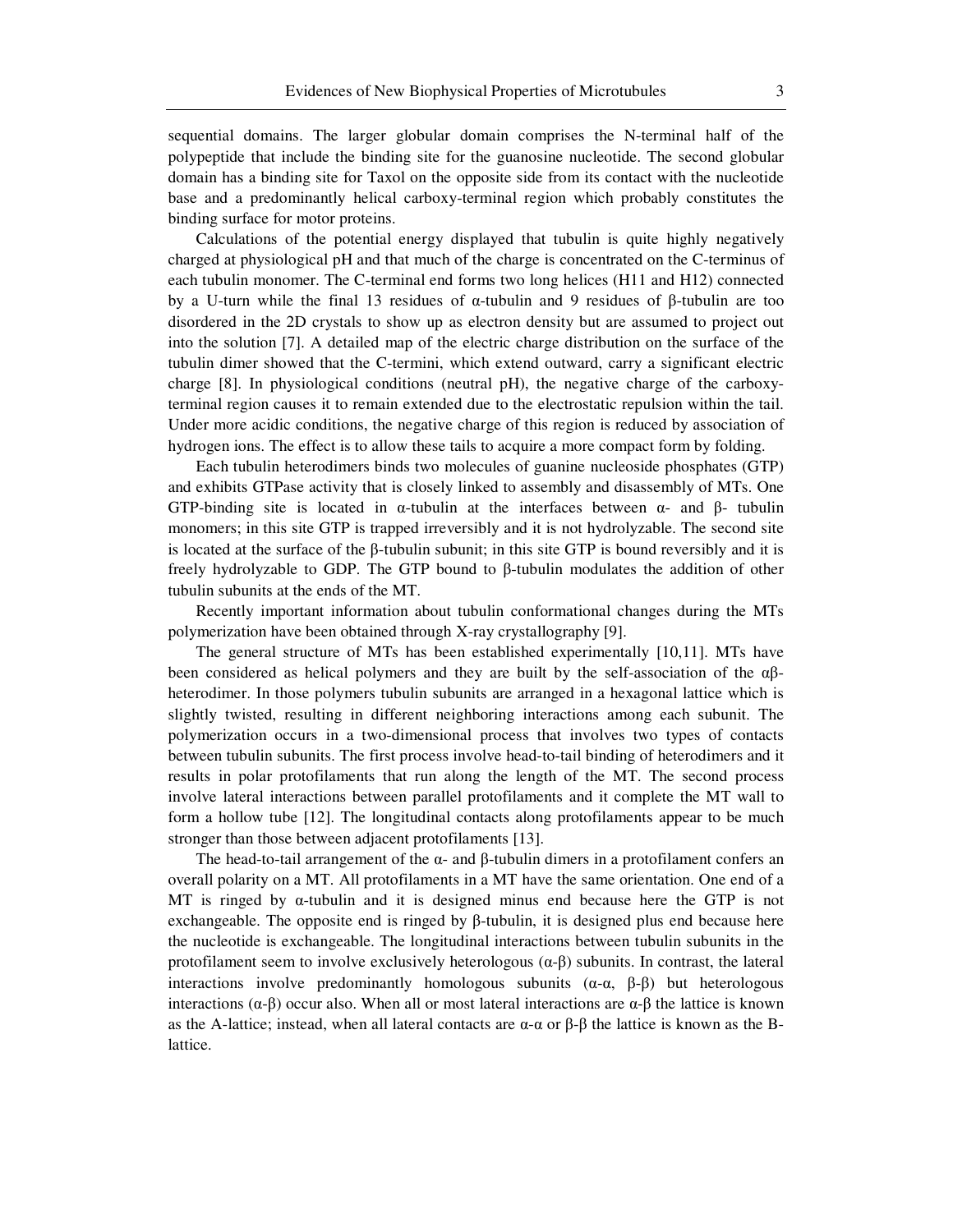sequential domains. The larger globular domain comprises the N-terminal half of the polypeptide that include the binding site for the guanosine nucleotide. The second globular domain has a binding site for Taxol on the opposite side from its contact with the nucleotide base and a predominantly helical carboxy-terminal region which probably constitutes the binding surface for motor proteins.

Calculations of the potential energy displayed that tubulin is quite highly negatively charged at physiological pH and that much of the charge is concentrated on the C-terminus of each tubulin monomer. The C-terminal end forms two long helices (H11 and H12) connected by a U-turn while the final 13 residues of α-tubulin and 9 residues of β-tubulin are too disordered in the 2D crystals to show up as electron density but are assumed to project out into the solution [7]. A detailed map of the electric charge distribution on the surface of the tubulin dimer showed that the C-termini, which extend outward, carry a significant electric charge [8]. In physiological conditions (neutral pH), the negative charge of the carboxy-terminal region causes it to remain extended due to the electrostatic repulsion within the tail. Under more acidic conditions, the negative charge of this region is reduced by association of hydrogen ions. The effect is to allow these tails to acquire a more compact form by folding.

Each tubulin heterodimers binds two molecules of guanine nucleoside phosphates (GTP) and exhibits GTPase activity that is closely linked to assembly and disassembly of MTs. One GTP-binding site is located in α-tubulin at the interfaces between α- and β- tubulin monomers; in this site GTP is trapped irreversibly and it is not hydrolyzable. The second site is located at the surface of the β-tubulin subunit; in this site GTP is bound reversibly and it is freely hydrolyzable to GDP. The GTP bound to β-tubulin modulates the addition of other tubulin subunits at the ends of the MT.

Recently important information about tubulin conformational changes during the MTs polymerization have been obtained through X-ray crystallography [9].

The general structure of MTs has been established experimentally [10,11]. MTs have been considered as helical polymers and they are built by the self-association of the αβ-heterodimer. In those polymers tubulin subunits are arranged in a hexagonal lattice which is slightly twisted, resulting in different neighboring interactions among each subunit. The polymerization occurs in a two-dimensional process that involves two types of contacts between tubulin subunits. The first process involve head-to-tail binding of heterodimers and it results in polar protofilaments that run along the length of the MT. The second process involve lateral interactions between parallel protofilaments and it complete the MT wall to form a hollow tube [12]. The longitudinal contacts along protofilaments appear to be much stronger than those between adjacent protofilaments [13].

The head-to-tail arrangement of the α- and β-tubulin dimers in a protofilament confers an overall polarity on a MT. All protofilaments in a MT have the same orientation. One end of a MT is ringed by α-tubulin and it is designed minus end because here the GTP is not exchangeable. The opposite end is ringed by β-tubulin, it is designed plus end because here the nucleotide is exchangeable. The longitudinal interactions between tubulin subunits in the protofilament seem to involve exclusively heterologous (α-β) subunits. In contrast, the lateral interactions involve predominantly homologous subunits (α-α, β-β) but heterologous interactions (α-β) occur also. When all or most lateral interactions are α-β the lattice is known as the A-lattice; instead, when all lateral contacts are α-α or β-β the lattice is known as the B-lattice.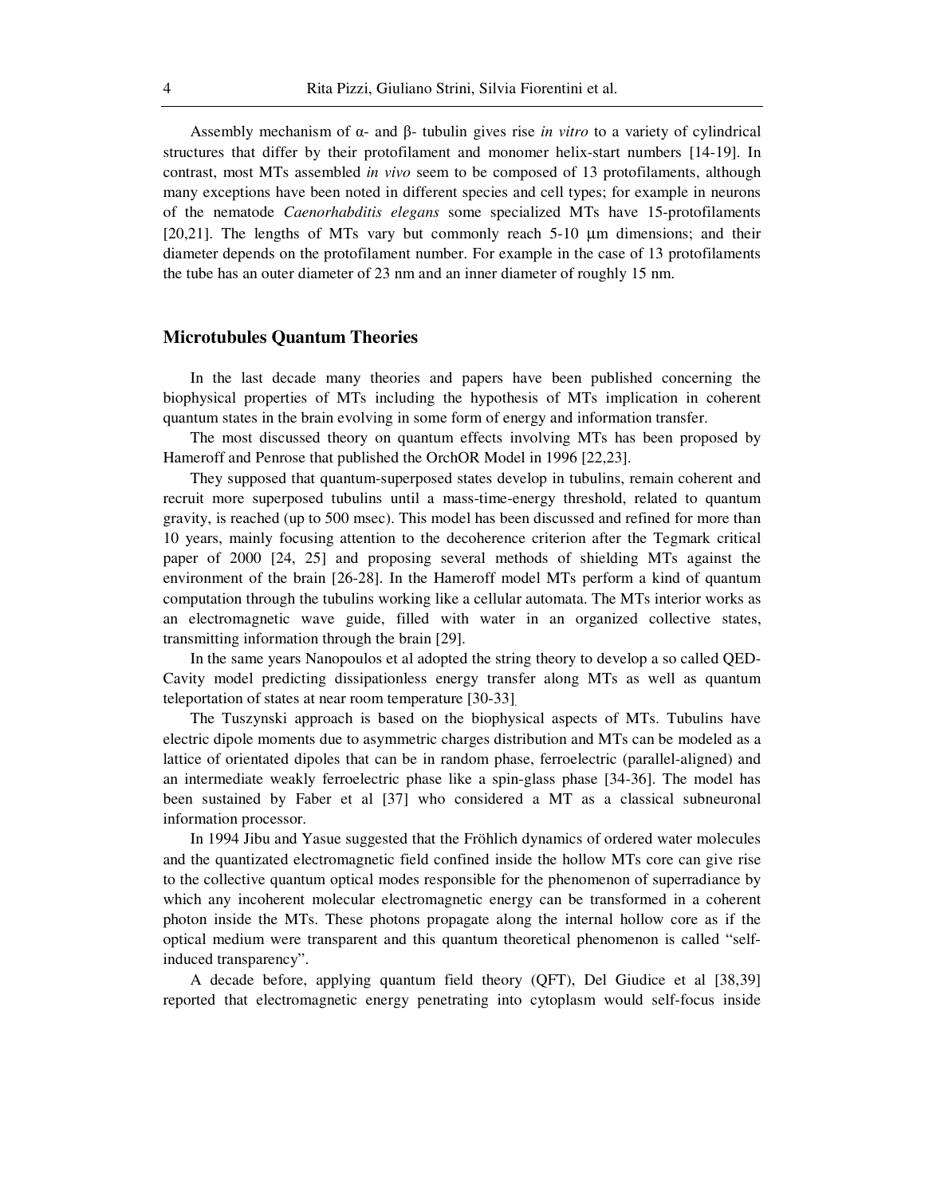Assembly mechanism of α- and β- tubulin gives rise *in vitro* to a variety of cylindrical structures that differ by their protofilament and monomer helix-start numbers [14-19]. In contrast, most MTs assembled *in vivo* seem to be composed of 13 protofilaments, although many exceptions have been noted in different species and cell types; for example in neurons of the nematode *Caenorhabditis elegans* some specialized MTs have 15-protofilaments [20,21]. The lengths of MTs vary but commonly reach 5-10 µm dimensions; and their diameter depends on the protofilament number. For example in the case of 13 protofilaments the tube has an outer diameter of 23 nm and an inner diameter of roughly 15 nm.

## Microtubules Quantum Theories

In the last decade many theories and papers have been published concerning the biophysical properties of MTs including the hypothesis of MTs implication in coherent quantum states in the brain evolving in some form of energy and information transfer.

The most discussed theory on quantum effects involving MTs has been proposed by Hameroff and Penrose that published the OrchOR Model in 1996 [22,23].

They supposed that quantum-superposed states develop in tubulins, remain coherent and recruit more superposed tubulins until a mass-time-energy threshold, related to quantum gravity, is reached (up to 500 msec). This model has been discussed and refined for more than 10 years, mainly focusing attention to the decoherence criterion after the Tegmark critical paper of 2000 [24, 25] and proposing several methods of shielding MTs against the environment of the brain [26-28]. In the Hameroff model MTs perform a kind of quantum computation through the tubulins working like a cellular automata. The MTs interior works as an electromagnetic wave guide, filled with water in an organized collective states, transmitting information through the brain [29].

In the same years Nanopoulos et al adopted the string theory to develop a so called QED-Cavity model predicting dissipationless energy transfer along MTs as well as quantum teleportation of states at near room temperature [30-33].

The Tuszynski approach is based on the biophysical aspects of MTs. Tubulins have electric dipole moments due to asymmetric charges distribution and MTs can be modeled as a lattice of orientated dipoles that can be in random phase, ferroelectric (parallel-aligned) and an intermediate weakly ferroelectric phase like a spin-glass phase [34-36]. The model has been sustained by Faber et al [37] who considered a MT as a classical subneuronal information processor.

In 1994 Jibu and Yasue suggested that the Fröhlich dynamics of ordered water molecules and the quantizated electromagnetic field confined inside the hollow MTs core can give rise to the collective quantum optical modes responsible for the phenomenon of superradiance by which any incoherent molecular electromagnetic energy can be transformed in a coherent photon inside the MTs. These photons propagate along the internal hollow core as if the optical medium were transparent and this quantum theoretical phenomenon is called "self-induced transparency".

A decade before, applying quantum field theory (QFT), Del Giudice et al [38,39] reported that electromagnetic energy penetrating into cytoplasm would self-focus inside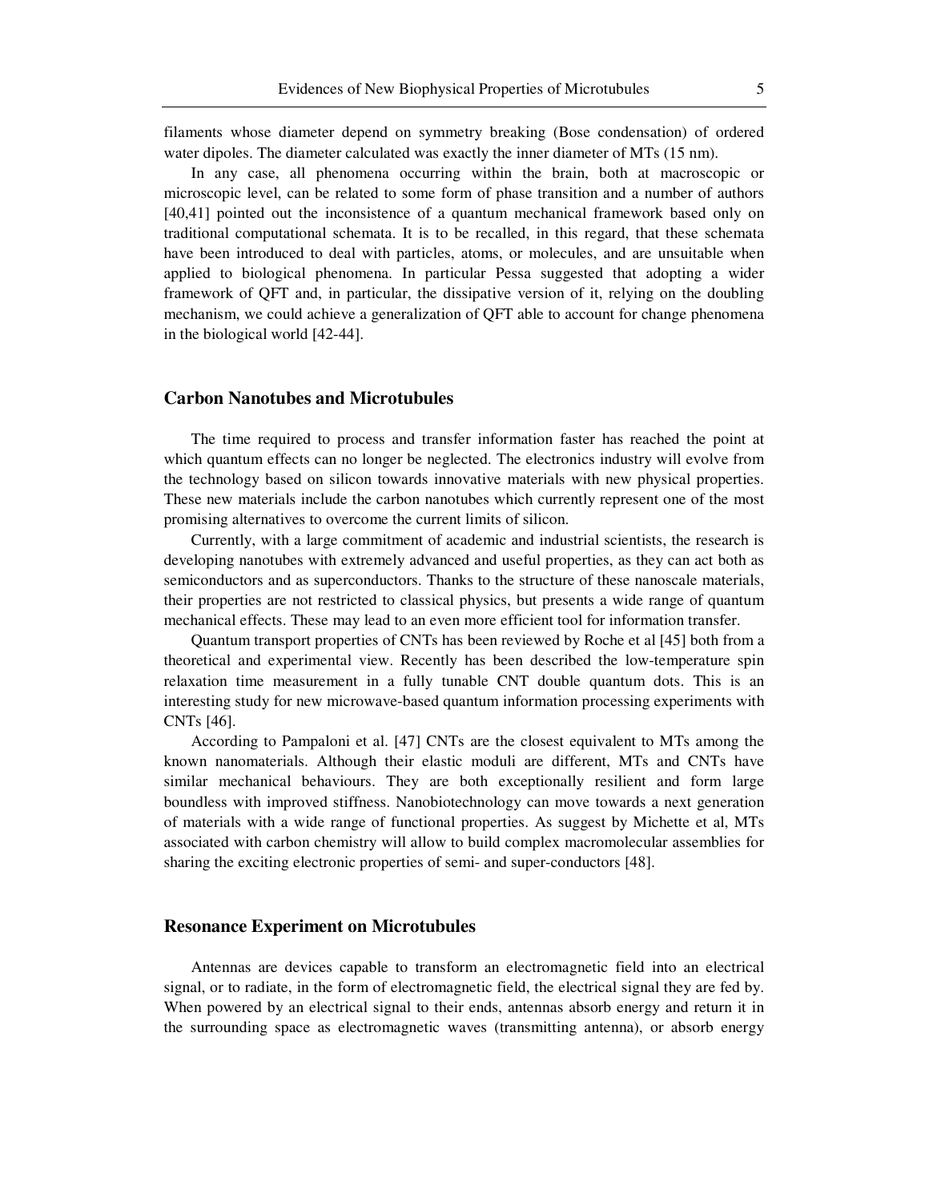filaments whose diameter depend on symmetry breaking (Bose condensation) of ordered water dipoles. The diameter calculated was exactly the inner diameter of MTs (15 nm).

In any case, all phenomena occurring within the brain, both at macroscopic or microscopic level, can be related to some form of phase transition and a number of authors [40,41] pointed out the inconsistence of a quantum mechanical framework based only on traditional computational schemata. It is to be recalled, in this regard, that these schemata have been introduced to deal with particles, atoms, or molecules, and are unsuitable when applied to biological phenomena. In particular Pessa suggested that adopting a wider framework of QFT and, in particular, the dissipative version of it, relying on the doubling mechanism, we could achieve a generalization of QFT able to account for change phenomena in the biological world [42-44].

## Carbon Nanotubes and Microtubules

The time required to process and transfer information faster has reached the point at which quantum effects can no longer be neglected. The electronics industry will evolve from the technology based on silicon towards innovative materials with new physical properties. These new materials include the carbon nanotubes which currently represent one of the most promising alternatives to overcome the current limits of silicon.

Currently, with a large commitment of academic and industrial scientists, the research is developing nanotubes with extremely advanced and useful properties, as they can act both as semiconductors and as superconductors. Thanks to the structure of these nanoscale materials, their properties are not restricted to classical physics, but presents a wide range of quantum mechanical effects. These may lead to an even more efficient tool for information transfer.

Quantum transport properties of CNTs has been reviewed by Roche et al [45] both from a theoretical and experimental view. Recently has been described the low-temperature spin relaxation time measurement in a fully tunable CNT double quantum dots. This is an interesting study for new microwave-based quantum information processing experiments with CNTs [46].

According to Pampaloni et al. [47] CNTs are the closest equivalent to MTs among the known nanomaterials. Although their elastic moduli are different, MTs and CNTs have similar mechanical behaviours. They are both exceptionally resilient and form large boundless with improved stiffness. Nanobiotechnology can move towards a next generation of materials with a wide range of functional properties. As suggest by Michette et al, MTs associated with carbon chemistry will allow to build complex macromolecular assemblies for sharing the exciting electronic properties of semi- and super-conductors [48].

## Resonance Experiment on Microtubules

Antennas are devices capable to transform an electromagnetic field into an electrical signal, or to radiate, in the form of electromagnetic field, the electrical signal they are fed by. When powered by an electrical signal to their ends, antennas absorb energy and return it in the surrounding space as electromagnetic waves (transmitting antenna), or absorb energy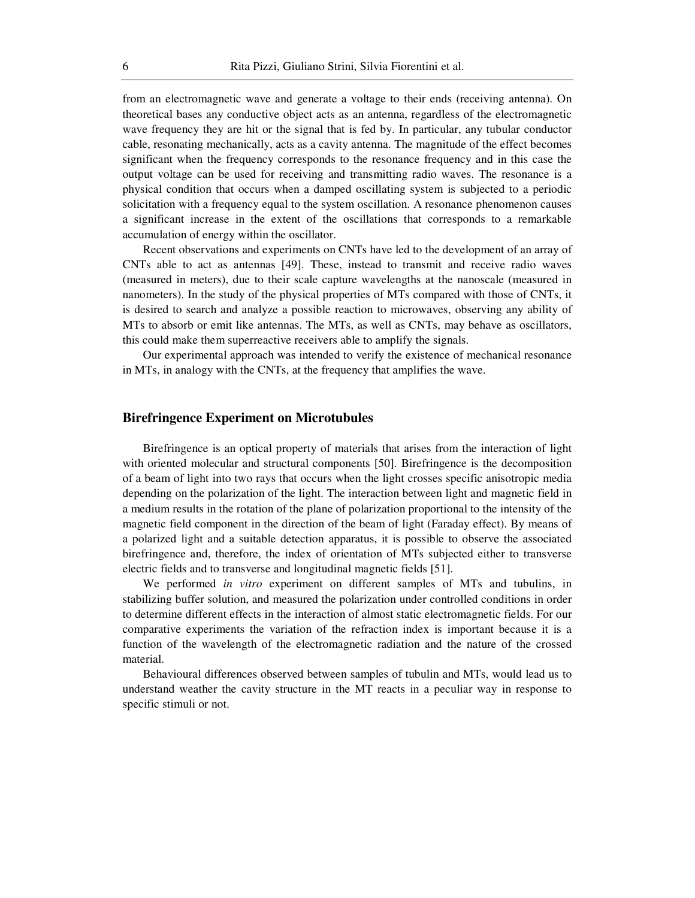from an electromagnetic wave and generate a voltage to their ends (receiving antenna). On theoretical bases any conductive object acts as an antenna, regardless of the electromagnetic wave frequency they are hit or the signal that is fed by. In particular, any tubular conductor cable, resonating mechanically, acts as a cavity antenna. The magnitude of the effect becomes significant when the frequency corresponds to the resonance frequency and in this case the output voltage can be used for receiving and transmitting radio waves. The resonance is a physical condition that occurs when a damped oscillating system is subjected to a periodic solicitation with a frequency equal to the system oscillation. A resonance phenomenon causes a significant increase in the extent of the oscillations that corresponds to a remarkable accumulation of energy within the oscillator.

Recent observations and experiments on CNTs have led to the development of an array of CNTs able to act as antennas [49]. These, instead to transmit and receive radio waves (measured in meters), due to their scale capture wavelengths at the nanoscale (measured in nanometers). In the study of the physical properties of MTs compared with those of CNTs, it is desired to search and analyze a possible reaction to microwaves, observing any ability of MTs to absorb or emit like antennas. The MTs, as well as CNTs, may behave as oscillators, this could make them superreactive receivers able to amplify the signals.

Our experimental approach was intended to verify the existence of mechanical resonance in MTs, in analogy with the CNTs, at the frequency that amplifies the wave.

## Birefringence Experiment on Microtubules

Birefringence is an optical property of materials that arises from the interaction of light with oriented molecular and structural components [50]. Birefringence is the decomposition of a beam of light into two rays that occurs when the light crosses specific anisotropic media depending on the polarization of the light. The interaction between light and magnetic field in a medium results in the rotation of the plane of polarization proportional to the intensity of the magnetic field component in the direction of the beam of light (Faraday effect). By means of a polarized light and a suitable detection apparatus, it is possible to observe the associated birefringence and, therefore, the index of orientation of MTs subjected either to transverse electric fields and to transverse and longitudinal magnetic fields [51].

We performed *in vitro* experiment on different samples of MTs and tubulins, in stabilizing buffer solution, and measured the polarization under controlled conditions in order to determine different effects in the interaction of almost static electromagnetic fields. For our comparative experiments the variation of the refraction index is important because it is a function of the wavelength of the electromagnetic radiation and the nature of the crossed material.

Behavioural differences observed between samples of tubulin and MTs, would lead us to understand weather the cavity structure in the MT reacts in a peculiar way in response to specific stimuli or not.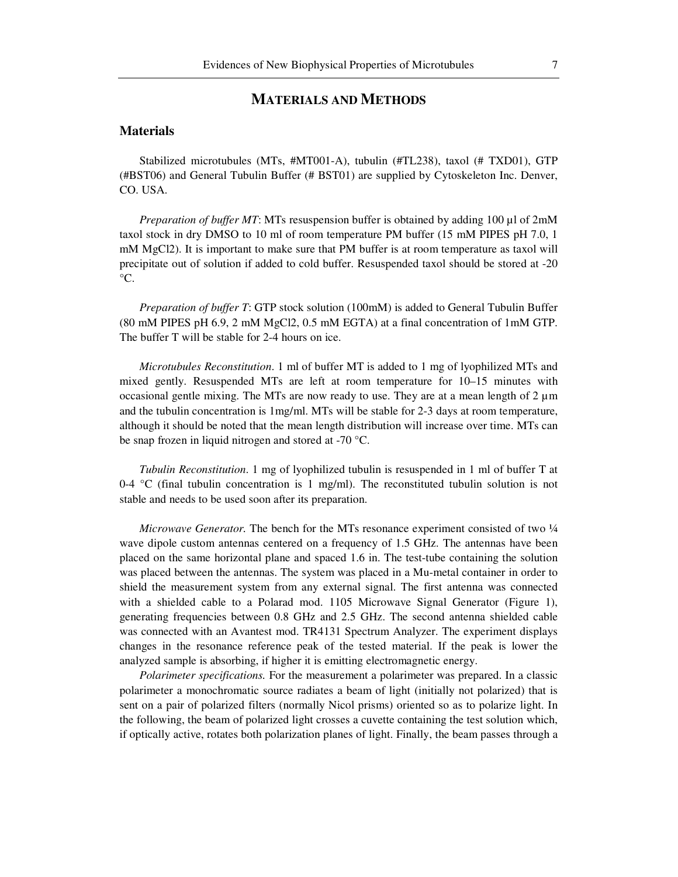## MATERIALS AND METHODS

### Materials

Stabilized microtubules (MTs, #MT001-A), tubulin (#TL238), taxol (# TXD01), GTP (#BST06) and General Tubulin Buffer (# BST01) are supplied by Cytoskeleton Inc. Denver, CO. USA.

*Preparation of buffer MT*: MTs resuspension buffer is obtained by adding 100 µl of 2mM taxol stock in dry DMSO to 10 ml of room temperature PM buffer (15 mM PIPES pH 7.0, 1 mM $MgCl_2$). It is important to make sure that PM buffer is at room temperature as taxol will precipitate out of solution if added to cold buffer. Resuspended taxol should be stored at -20 °C.

*Preparation of buffer T*: GTP stock solution (100mM) is added to General Tubulin Buffer (80 mM PIPES pH 6.9, 2 mM $MgCl_2$, 0.5 mM EGTA) at a final concentration of 1mM GTP. The buffer T will be stable for 2-4 hours on ice.

*Microtubules Reconstitution*. 1 ml of buffer MT is added to 1 mg of lyophilized MTs and mixed gently. Resuspended MTs are left at room temperature for 10–15 minutes with occasional gentle mixing. The MTs are now ready to use. They are at a mean length of 2 µm and the tubulin concentration is 1mg/ml. MTs will be stable for 2-3 days at room temperature, although it should be noted that the mean length distribution will increase over time. MTs can be snap frozen in liquid nitrogen and stored at -70 °C.

*Tubulin Reconstitution*. 1 mg of lyophilized tubulin is resuspended in 1 ml of buffer T at 0-4 °C (final tubulin concentration is 1 mg/ml). The reconstituted tubulin solution is not stable and needs to be used soon after its preparation.

*Microwave Generator.* The bench for the MTs resonance experiment consisted of two ¼ wave dipole custom antennas centered on a frequency of 1.5 GHz. The antennas have been placed on the same horizontal plane and spaced 1.6 in. The test-tube containing the solution was placed between the antennas. The system was placed in a Mu-metal container in order to shield the measurement system from any external signal. The first antenna was connected with a shielded cable to a Polarad mod. 1105 Microwave Signal Generator (Figure 1), generating frequencies between 0.8 GHz and 2.5 GHz. The second antenna shielded cable was connected with an Avantest mod. TR4131 Spectrum Analyzer. The experiment displays changes in the resonance reference peak of the tested material. If the peak is lower the analyzed sample is absorbing, if higher it is emitting electromagnetic energy.

*Polarimeter specifications.* For the measurement a polarimeter was prepared. In a classic polarimeter a monochromatic source radiates a beam of light (initially not polarized) that is sent on a pair of polarized filters (normally Nicol prisms) oriented so as to polarize light. In the following, the beam of polarized light crosses a cuvette containing the test solution which, if optically active, rotates both polarization planes of light. Finally, the beam passes through a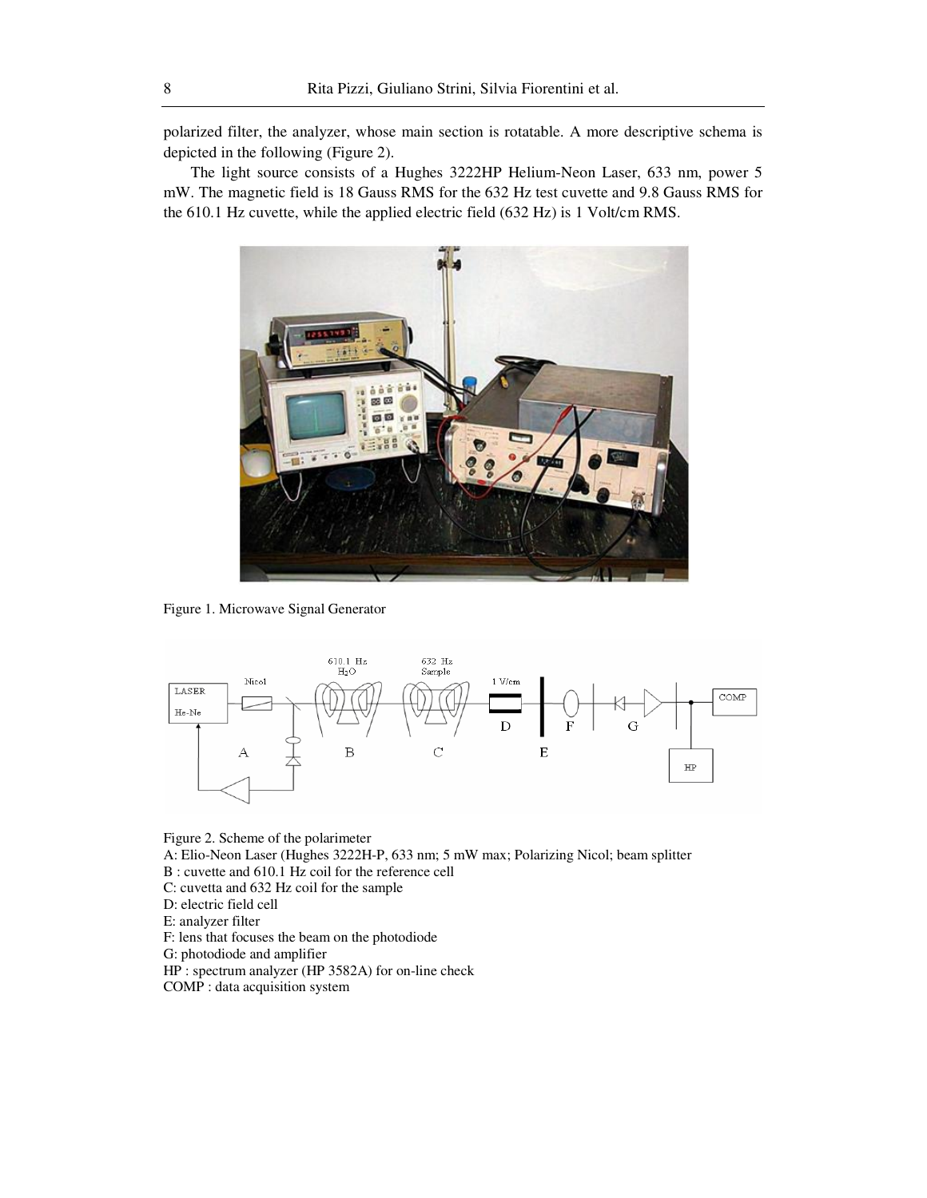polarized filter, the analyzer, whose main section is rotatable. A more descriptive schema is depicted in the following (Figure 2).

The light source consists of a Hughes 3222HP Helium-Neon Laser, 633 nm, power 5 mW. The magnetic field is 18 Gauss RMS for the 632 Hz test cuvette and 9.8 Gauss RMS for the 610.1 Hz cuvette, while the applied electric field (632 Hz) is 1 Volt/cm RMS.

Figure 1. Microwave Signal Generator

Figure 2. Scheme of the polarimeter

A: Elio-Neon Laser (Hughes 3222H-P, 633 nm; 5 mW max; Polarizing Nicol; beam splitter

B : cuvette and 610.1 Hz coil for the reference cell

C: cuvetta and 632 Hz coil for the sample

D: electric field cell

E: analyzer filter

F: lens that focuses the beam on the photodiode

G: photodiode and amplifier

HP : spectrum analyzer (HP 3582A) for on-line check

COMP : data acquisition system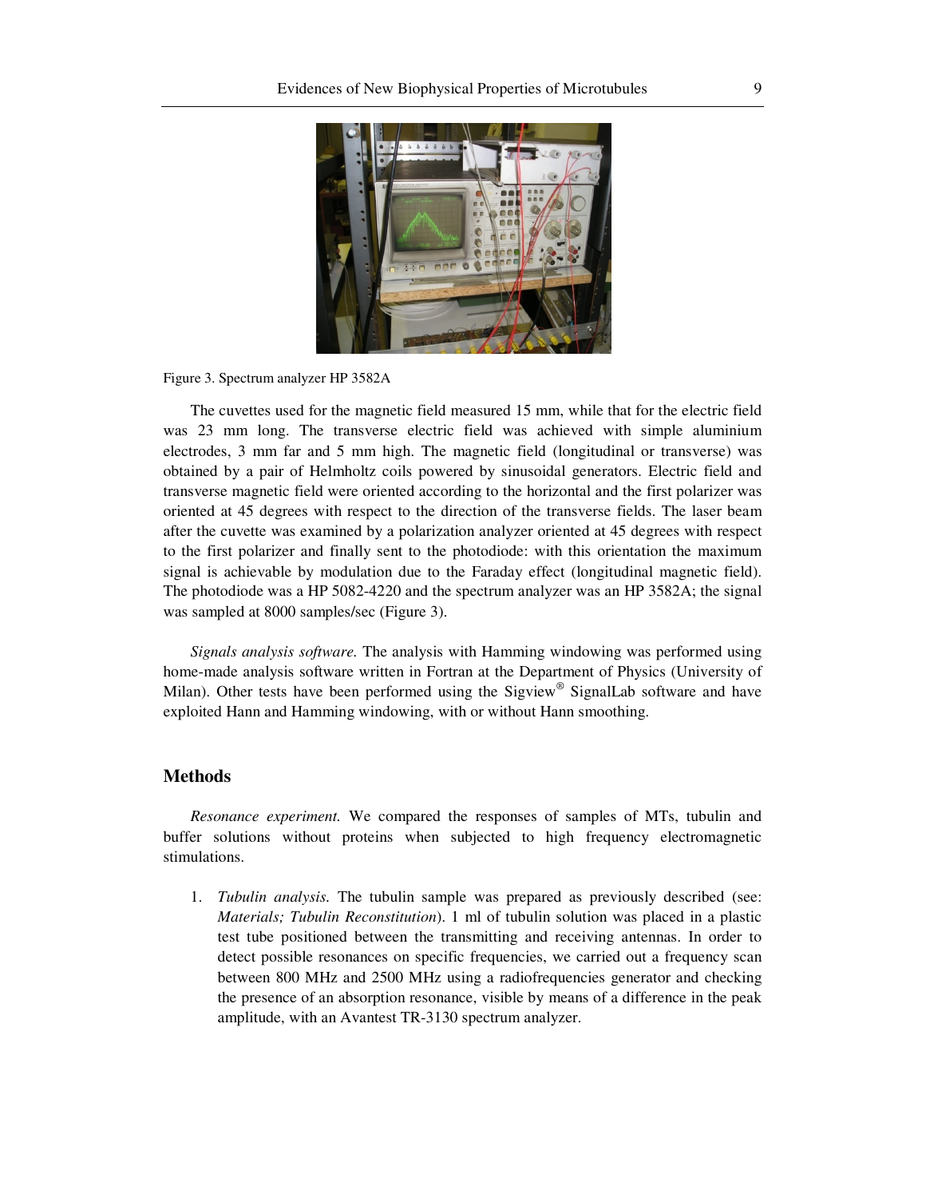Figure 3. Spectrum analyzer HP 3582A

The cuvettes used for the magnetic field measured 15 mm, while that for the electric field was 23 mm long. The transverse electric field was achieved with simple aluminium electrodes, 3 mm far and 5 mm high. The magnetic field (longitudinal or transverse) was obtained by a pair of Helmholtz coils powered by sinusoidal generators. Electric field and transverse magnetic field were oriented according to the horizontal and the first polarizer was oriented at 45 degrees with respect to the direction of the transverse fields. The laser beam after the cuvette was examined by a polarization analyzer oriented at 45 degrees with respect to the first polarizer and finally sent to the photodiode: with this orientation the maximum signal is achievable by modulation due to the Faraday effect (longitudinal magnetic field). The photodiode was a HP 5082-4220 and the spectrum analyzer was an HP 3582A; the signal was sampled at 8000 samples/sec (Figure 3).

*Signals analysis software.* The analysis with Hamming windowing was performed using home-made analysis software written in Fortran at the Department of Physics (University of Milan). Other tests have been performed using the Sigview® SignalLab software and have exploited Hann and Hamming windowing, with or without Hann smoothing.

## Methods

*Resonance experiment.* We compared the responses of samples of MTs, tubulin and buffer solutions without proteins when subjected to high frequency electromagnetic stimulations.

1. *Tubulin analysis.* The tubulin sample was prepared as previously described (see: *Materials; Tubulin Reconstitution*). 1 ml of tubulin solution was placed in a plastic test tube positioned between the transmitting and receiving antennas. In order to detect possible resonances on specific frequencies, we carried out a frequency scan between 800 MHz and 2500 MHz using a radiofrequencies generator and checking the presence of an absorption resonance, visible by means of a difference in the peak amplitude, with an Avantest TR-3130 spectrum analyzer.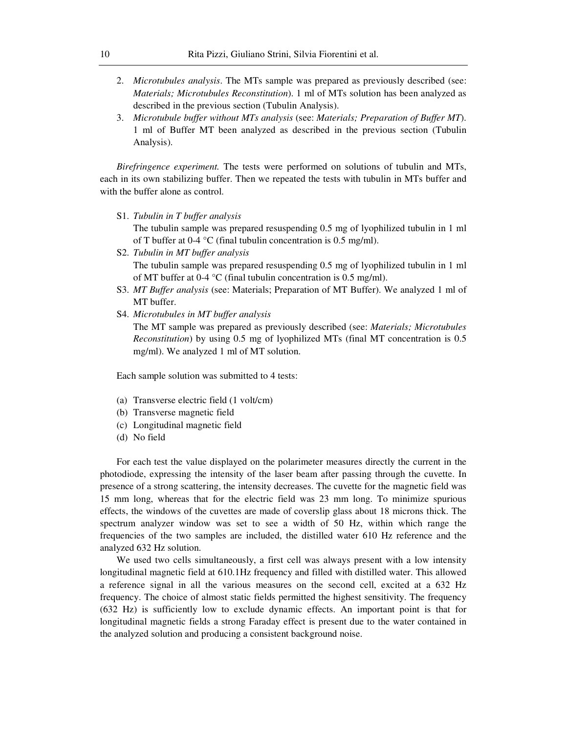2. *Microtubules analysis*. The MTs sample was prepared as previously described (see: *Materials; Microtubules Reconstitution*). 1 ml of MTs solution has been analyzed as described in the previous section (Tubulin Analysis).
3. *Microtubule buffer without MTs analysis* (see: *Materials; Preparation of Buffer MT*). 1 ml of Buffer MT been analyzed as described in the previous section (Tubulin Analysis).

*Birefringence experiment.* The tests were performed on solutions of tubulin and MTs, each in its own stabilizing buffer. Then we repeated the tests with tubulin in MTs buffer and with the buffer alone as control.

S1. *Tubulin in T buffer analysis*
The tubulin sample was prepared resuspending 0.5 mg of lyophilized tubulin in 1 ml of T buffer at 0-4 °C (final tubulin concentration is 0.5 mg/ml).

S2. *Tubulin in MT buffer analysis*
The tubulin sample was prepared resuspending 0.5 mg of lyophilized tubulin in 1 ml of MT buffer at 0-4 °C (final tubulin concentration is 0.5 mg/ml).

S3. *MT Buffer analysis* (see: Materials; Preparation of MT Buffer). We analyzed 1 ml of MT buffer.

S4. *Microtubules in MT buffer analysis*
The MT sample was prepared as previously described (see: *Materials; Microtubules Reconstitution*) by using 0.5 mg of lyophilized MTs (final MT concentration is 0.5 mg/ml). We analyzed 1 ml of MT solution.

Each sample solution was submitted to 4 tests:

(a) Transverse electric field (1 volt/cm)
(b) Transverse magnetic field
(c) Longitudinal magnetic field
(d) No field

For each test the value displayed on the polarimeter measures directly the current in the photodiode, expressing the intensity of the laser beam after passing through the cuvette. In presence of a strong scattering, the intensity decreases. The cuvette for the magnetic field was 15 mm long, whereas that for the electric field was 23 mm long. To minimize spurious effects, the windows of the cuvettes are made of coverslip glass about 18 microns thick. The spectrum analyzer window was set to see a width of 50 Hz, within which range the frequencies of the two samples are included, the distilled water 610 Hz reference and the analyzed 632 Hz solution.

We used two cells simultaneously, a first cell was always present with a low intensity longitudinal magnetic field at 610.1Hz frequency and filled with distilled water. This allowed a reference signal in all the various measures on the second cell, excited at a 632 Hz frequency. The choice of almost static fields permitted the highest sensitivity. The frequency (632 Hz) is sufficiently low to exclude dynamic effects. An important point is that for longitudinal magnetic fields a strong Faraday effect is present due to the water contained in the analyzed solution and producing a consistent background noise.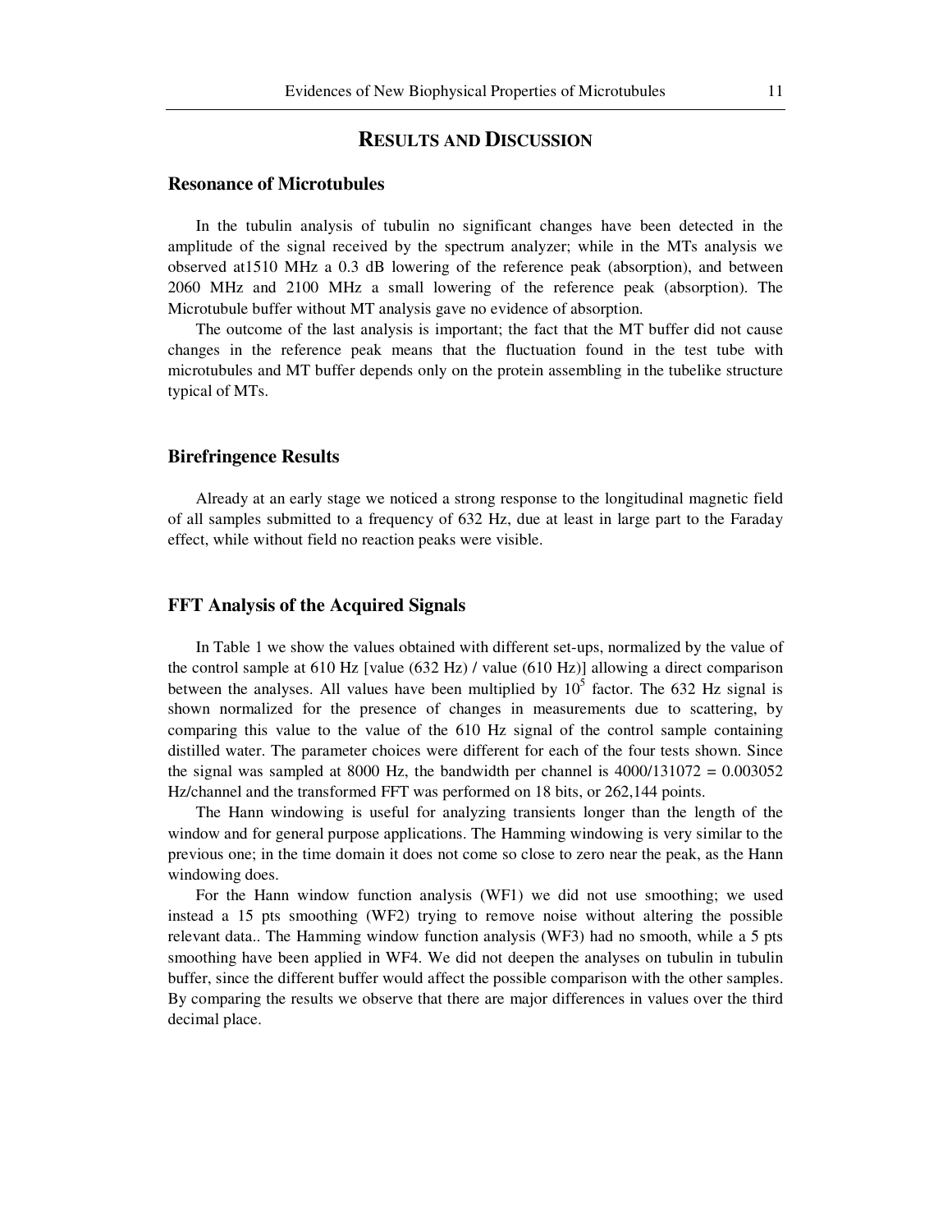## RESULTS AND DISCUSSION

### Resonance of Microtubules

In the tubulin analysis of tubulin no significant changes have been detected in the amplitude of the signal received by the spectrum analyzer; while in the MTs analysis we observed at1510 MHz a 0.3 dB lowering of the reference peak (absorption), and between 2060 MHz and 2100 MHz a small lowering of the reference peak (absorption). The Microtubule buffer without MT analysis gave no evidence of absorption.

The outcome of the last analysis is important; the fact that the MT buffer did not cause changes in the reference peak means that the fluctuation found in the test tube with microtubules and MT buffer depends only on the protein assembling in the tubelike structure typical of MTs.

### Birefringence Results

Already at an early stage we noticed a strong response to the longitudinal magnetic field of all samples submitted to a frequency of 632 Hz, due at least in large part to the Faraday effect, while without field no reaction peaks were visible.

### FFT Analysis of the Acquired Signals

In Table 1 we show the values obtained with different set-ups, normalized by the value of the control sample at 610 Hz [value (632 Hz) / value (610 Hz)] allowing a direct comparison between the analyses. All values have been multiplied by $10^5$ factor. The 632 Hz signal is shown normalized for the presence of changes in measurements due to scattering, by comparing this value to the value of the 610 Hz signal of the control sample containing distilled water. The parameter choices were different for each of the four tests shown. Since the signal was sampled at 8000 Hz, the bandwidth per channel is 4000/131072 = 0.003052 Hz/channel and the transformed FFT was performed on 18 bits, or 262,144 points.

The Hann windowing is useful for analyzing transients longer than the length of the window and for general purpose applications. The Hamming windowing is very similar to the previous one; in the time domain it does not come so close to zero near the peak, as the Hann windowing does.

For the Hann window function analysis (WF1) we did not use smoothing; we used instead a 15 pts smoothing (WF2) trying to remove noise without altering the possible relevant data.. The Hamming window function analysis (WF3) had no smooth, while a 5 pts smoothing have been applied in WF4. We did not deepen the analyses on tubulin in tubulin buffer, since the different buffer would affect the possible comparison with the other samples. By comparing the results we observe that there are major differences in values over the third decimal place.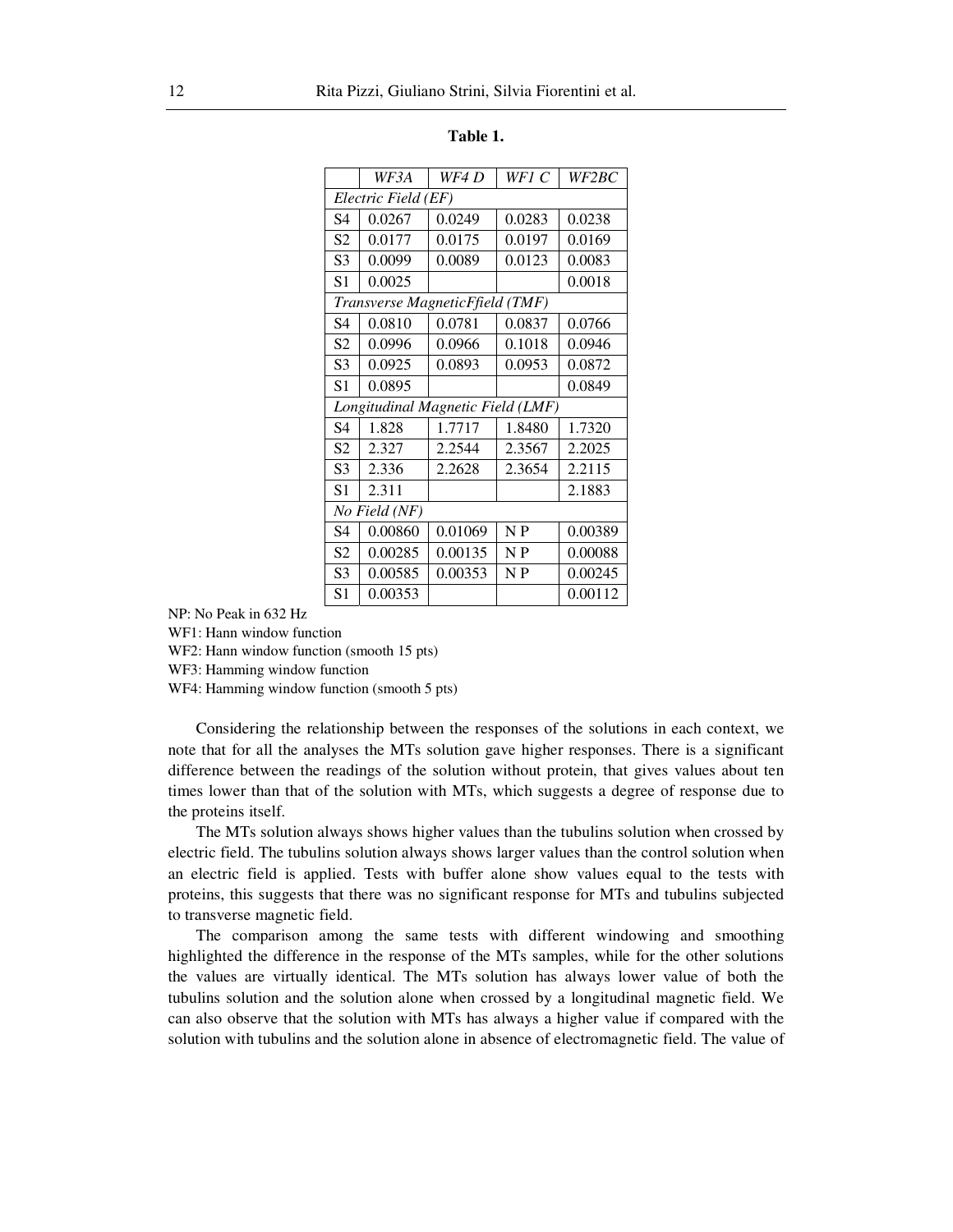**Table 1.**

| | *WF3A* | *WF4 D* | *WF1 C* | *WF2BC* |
|---|---|---|---|---|
| *Electric Field (EF)* | | | | |
| S4 | 0.0267 | 0.0249 | 0.0283 | 0.0238 |
| S2 | 0.0177 | 0.0175 | 0.0197 | 0.0169 |
| S3 | 0.0099 | 0.0089 | 0.0123 | 0.0083 |
| S1 | 0.0025 | | | 0.0018 |
| *Transverse MagneticFfield (TMF)* | | | | |
| S4 | 0.0810 | 0.0781 | 0.0837 | 0.0766 |
| S2 | 0.0996 | 0.0966 | 0.1018 | 0.0946 |
| S3 | 0.0925 | 0.0893 | 0.0953 | 0.0872 |
| S1 | 0.0895 | | | 0.0849 |
| *Longitudinal Magnetic Field (LMF)* | | | | |
| S4 | 1.828 | 1.7717 | 1.8480 | 1.7320 |
| S2 | 2.327 | 2.2544 | 2.3567 | 2.2025 |
| S3 | 2.336 | 2.2628 | 2.3654 | 2.2115 |
| S1 | 2.311 | | | 2.1883 |
| *No Field (NF)* | | | | |
| S4 | 0.00860 | 0.01069 | N P | 0.00389 |
| S2 | 0.00285 | 0.00135 | N P | 0.00088 |
| S3 | 0.00585 | 0.00353 | N P | 0.00245 |
| S1 | 0.00353 | | | 0.00112 |

NP: No Peak in 632 Hz

WF1: Hann window function

WF2: Hann window function (smooth 15 pts)

WF3: Hamming window function

WF4: Hamming window function (smooth 5 pts)

Considering the relationship between the responses of the solutions in each context, we note that for all the analyses the MTs solution gave higher responses. There is a significant difference between the readings of the solution without protein, that gives values about ten times lower than that of the solution with MTs, which suggests a degree of response due to the proteins itself.

The MTs solution always shows higher values than the tubulins solution when crossed by electric field. The tubulins solution always shows larger values than the control solution when an electric field is applied. Tests with buffer alone show values equal to the tests with proteins, this suggests that there was no significant response for MTs and tubulins subjected to transverse magnetic field.

The comparison among the same tests with different windowing and smoothing highlighted the difference in the response of the MTs samples, while for the other solutions the values are virtually identical. The MTs solution has always lower value of both the tubulins solution and the solution alone when crossed by a longitudinal magnetic field. We can also observe that the solution with MTs has always a higher value if compared with the solution with tubulins and the solution alone in absence of electromagnetic field. The value of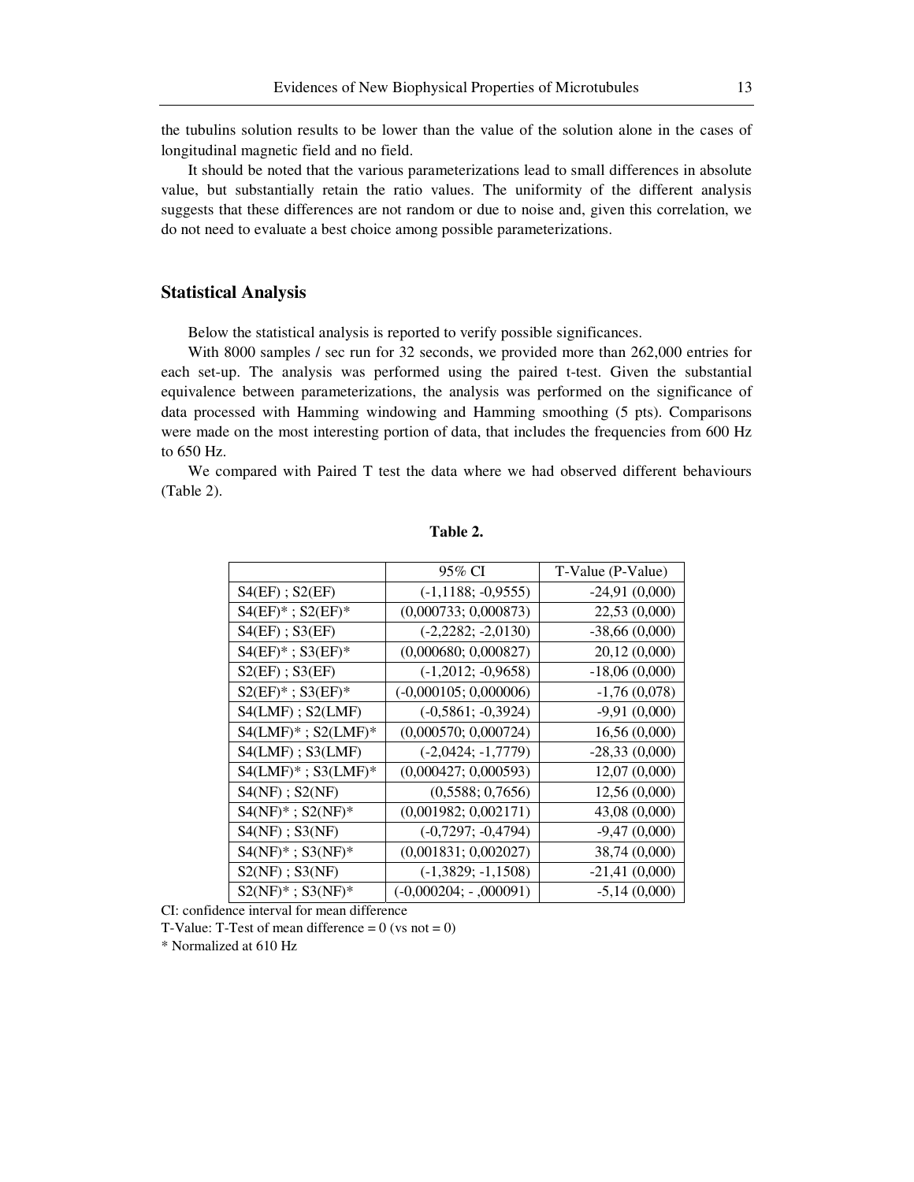the tubulins solution results to be lower than the value of the solution alone in the cases of longitudinal magnetic field and no field.

It should be noted that the various parameterizations lead to small differences in absolute value, but substantially retain the ratio values. The uniformity of the different analysis suggests that these differences are not random or due to noise and, given this correlation, we do not need to evaluate a best choice among possible parameterizations.

## Statistical Analysis

Below the statistical analysis is reported to verify possible significances.

With 8000 samples / sec run for 32 seconds, we provided more than 262,000 entries for each set-up. The analysis was performed using the paired t-test. Given the substantial equivalence between parameterizations, the analysis was performed on the significance of data processed with Hamming windowing and Hamming smoothing (5 pts). Comparisons were made on the most interesting portion of data, that includes the frequencies from 600 Hz to 650 Hz.

We compared with Paired T test the data where we had observed different behaviours (Table 2).

**Table 2.**

| | 95% CI | T-Value (P-Value) |
|---|---|---|
| S4(EF) ; S2(EF) | (-1,1188; -0,9555) | -24,91 (0,000) |
| S4(EF)* ; S2(EF)* | (0,000733; 0,000873) | 22,53 (0,000) |
| S4(EF) ; S3(EF) | (-2,2282; -2,0130) | -38,66 (0,000) |
| S4(EF)* ; S3(EF)* | (0,000680; 0,000827) | 20,12 (0,000) |
| S2(EF) ; S3(EF) | (-1,2012; -0,9658) | -18,06 (0,000) |
| S2(EF)* ; S3(EF)* | (-0,000105; 0,000006) | -1,76 (0,078) |
| S4(LMF) ; S2(LMF) | (-0,5861; -0,3924) | -9,91 (0,000) |
| S4(LMF)* ; S2(LMF)* | (0,000570; 0,000724) | 16,56 (0,000) |
| S4(LMF) ; S3(LMF) | (-2,0424; -1,7779) | -28,33 (0,000) |
| S4(LMF)* ; S3(LMF)* | (0,000427; 0,000593) | 12,07 (0,000) |
| S4(NF) ; S2(NF) | (0,5588; 0,7656) | 12,56 (0,000) |
| S4(NF)* ; S2(NF)* | (0,001982; 0,002171) | 43,08 (0,000) |
| S4(NF) ; S3(NF) | (-0,7297; -0,4794) | -9,47 (0,000) |
| S4(NF)* ; S3(NF)* | (0,001831; 0,002027) | 38,74 (0,000) |
| S2(NF) ; S3(NF) | (-1,3829; -1,1508) | -21,41 (0,000) |
| S2(NF)* ; S3(NF)* | (-0,000204; - ,000091) | -5,14 (0,000) |

CI: confidence interval for mean difference

T-Value: T-Test of mean difference = 0 (vs not = 0)

\* Normalized at 610 Hz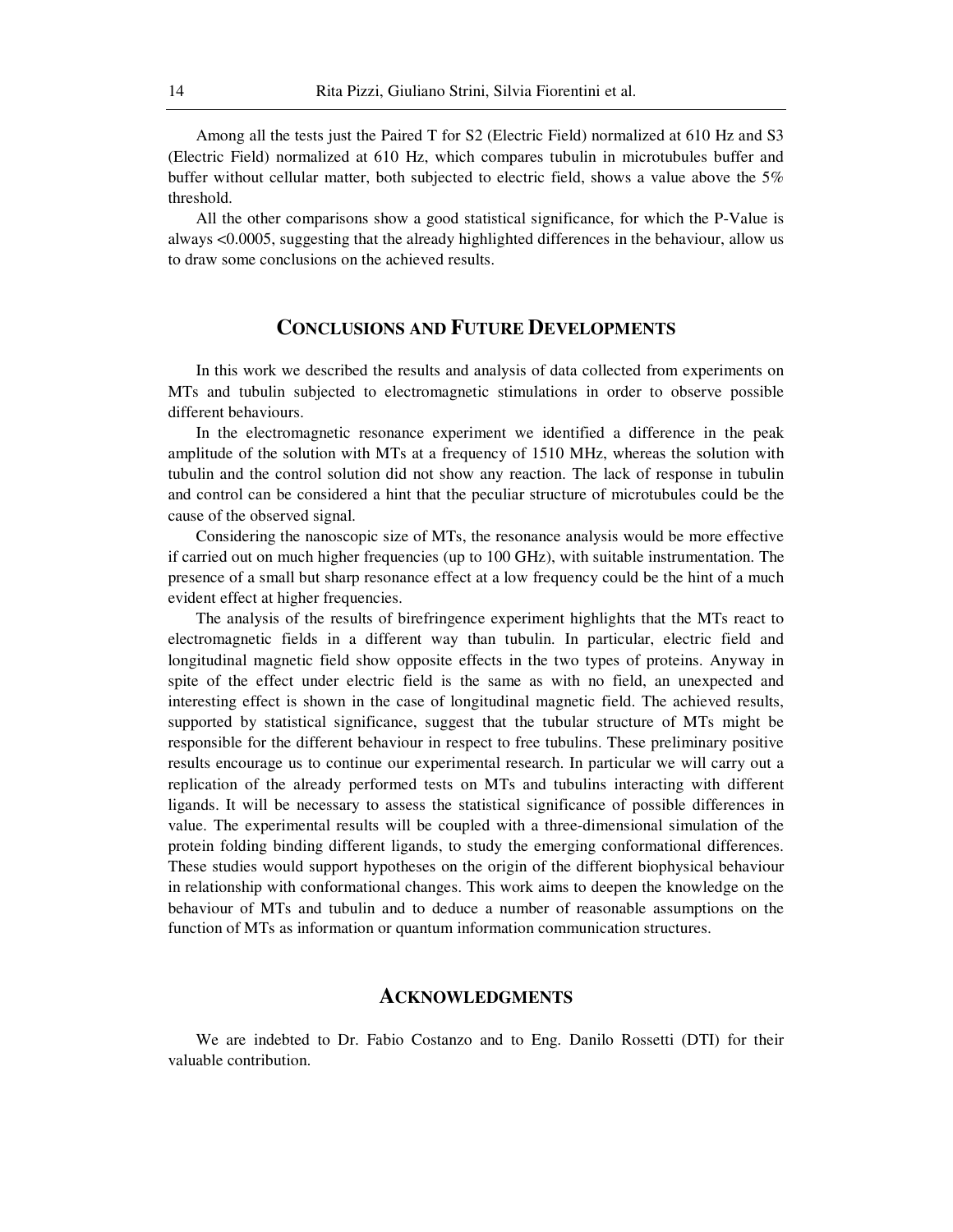Among all the tests just the Paired T for S2 (Electric Field) normalized at 610 Hz and S3 (Electric Field) normalized at 610 Hz, which compares tubulin in microtubules buffer and buffer without cellular matter, both subjected to electric field, shows a value above the 5% threshold.

All the other comparisons show a good statistical significance, for which the P-Value is always <0.0005, suggesting that the already highlighted differences in the behaviour, allow us to draw some conclusions on the achieved results.

## Conclusions and Future Developments

In this work we described the results and analysis of data collected from experiments on MTs and tubulin subjected to electromagnetic stimulations in order to observe possible different behaviours.

In the electromagnetic resonance experiment we identified a difference in the peak amplitude of the solution with MTs at a frequency of 1510 MHz, whereas the solution with tubulin and the control solution did not show any reaction. The lack of response in tubulin and control can be considered a hint that the peculiar structure of microtubules could be the cause of the observed signal.

Considering the nanoscopic size of MTs, the resonance analysis would be more effective if carried out on much higher frequencies (up to 100 GHz), with suitable instrumentation. The presence of a small but sharp resonance effect at a low frequency could be the hint of a much evident effect at higher frequencies.

The analysis of the results of birefringence experiment highlights that the MTs react to electromagnetic fields in a different way than tubulin. In particular, electric field and longitudinal magnetic field show opposite effects in the two types of proteins. Anyway in spite of the effect under electric field is the same as with no field, an unexpected and interesting effect is shown in the case of longitudinal magnetic field. The achieved results, supported by statistical significance, suggest that the tubular structure of MTs might be responsible for the different behaviour in respect to free tubulins. These preliminary positive results encourage us to continue our experimental research. In particular we will carry out a replication of the already performed tests on MTs and tubulins interacting with different ligands. It will be necessary to assess the statistical significance of possible differences in value. The experimental results will be coupled with a three-dimensional simulation of the protein folding binding different ligands, to study the emerging conformational differences. These studies would support hypotheses on the origin of the different biophysical behaviour in relationship with conformational changes. This work aims to deepen the knowledge on the behaviour of MTs and tubulin and to deduce a number of reasonable assumptions on the function of MTs as information or quantum information communication structures.

## Acknowledgments

We are indebted to Dr. Fabio Costanzo and to Eng. Danilo Rossetti (DTI) for their valuable contribution.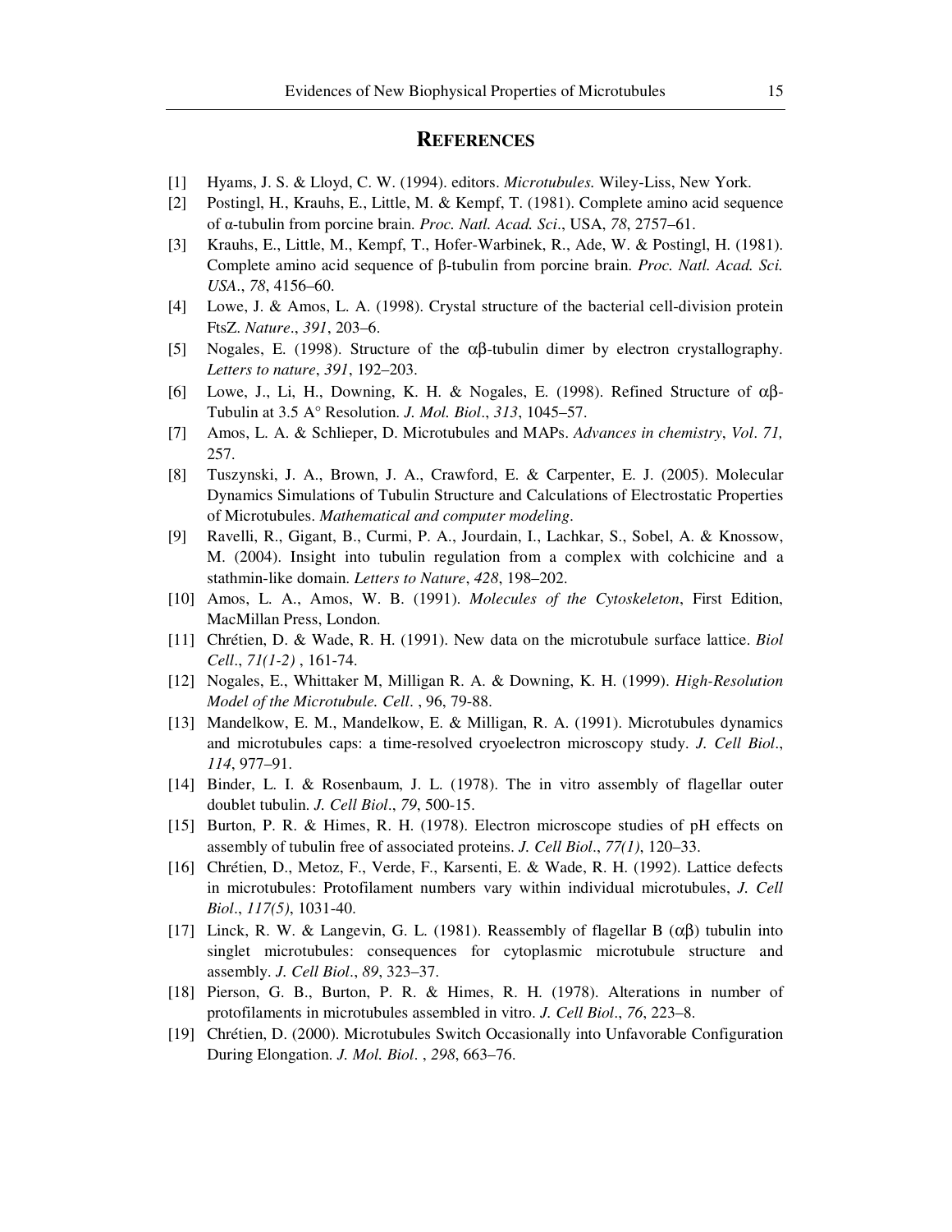## References

[1] Hyams, J. S. & Lloyd, C. W. (1994). editors. *Microtubules.* Wiley-Liss, New York.

[2] Postingl, H., Krauhs, E., Little, M. & Kempf, T. (1981). Complete amino acid sequence of α-tubulin from porcine brain. *Proc. Natl. Acad. Sci*., USA, *78*, 2757–61.

[3] Krauhs, E., Little, M., Kempf, T., Hofer-Warbinek, R., Ade, W. & Postingl, H. (1981). Complete amino acid sequence of β-tubulin from porcine brain. *Proc. Natl. Acad. Sci. USA*., *78*, 4156–60.

[4] Lowe, J. & Amos, L. A. (1998). Crystal structure of the bacterial cell-division protein FtsZ. *Nature*., *391*, 203–6.

[5] Nogales, E. (1998). Structure of the αβ-tubulin dimer by electron crystallography. *Letters to nature*, *391*, 192–203.

[6] Lowe, J., Li, H., Downing, K. H. & Nogales, E. (1998). Refined Structure of αβ-Tubulin at 3.5 A° Resolution. *J. Mol. Biol*., *313*, 1045–57.

[7] Amos, L. A. & Schlieper, D. Microtubules and MAPs. *Advances in chemistry*, *Vol. 71,* 257.

[8] Tuszynski, J. A., Brown, J. A., Crawford, E. & Carpenter, E. J. (2005). Molecular Dynamics Simulations of Tubulin Structure and Calculations of Electrostatic Properties of Microtubules. *Mathematical and computer modeling*.

[9] Ravelli, R., Gigant, B., Curmi, P. A., Jourdain, I., Lachkar, S., Sobel, A. & Knossow, M. (2004). Insight into tubulin regulation from a complex with colchicine and a stathmin-like domain. *Letters to Nature*, *428*, 198–202.

[10] Amos, L. A., Amos, W. B. (1991). *Molecules of the Cytoskeleton*, First Edition, MacMillan Press, London.

[11] Chrétien, D. & Wade, R. H. (1991). New data on the microtubule surface lattice. *Biol Cell*., *71(1-2)* , 161-74.

[12] Nogales, E., Whittaker M, Milligan R. A. & Downing, K. H. (1999). *High-Resolution Model of the Microtubule. Cell*. , 96, 79-88.

[13] Mandelkow, E. M., Mandelkow, E. & Milligan, R. A. (1991). Microtubules dynamics and microtubules caps: a time-resolved cryoelectron microscopy study. *J. Cell Biol*., *114*, 977–91.

[14] Binder, L. I. & Rosenbaum, J. L. (1978). The in vitro assembly of flagellar outer doublet tubulin. *J. Cell Biol*., *79*, 500-15.

[15] Burton, P. R. & Himes, R. H. (1978). Electron microscope studies of pH effects on assembly of tubulin free of associated proteins. *J. Cell Biol*., *77(1)*, 120–33.

[16] Chrétien, D., Metoz, F., Verde, F., Karsenti, E. & Wade, R. H. (1992). Lattice defects in microtubules: Protofilament numbers vary within individual microtubules, *J. Cell Biol*., *117(5)*, 1031-40.

[17] Linck, R. W. & Langevin, G. L. (1981). Reassembly of flagellar B (αβ) tubulin into singlet microtubules: consequences for cytoplasmic microtubule structure and assembly. *J. Cell Biol*., *89*, 323–37.

[18] Pierson, G. B., Burton, P. R. & Himes, R. H. (1978). Alterations in number of protofilaments in microtubules assembled in vitro. *J. Cell Biol*., *76*, 223–8.

[19] Chrétien, D. (2000). Microtubules Switch Occasionally into Unfavorable Configuration During Elongation. *J. Mol. Biol*. , *298*, 663–76.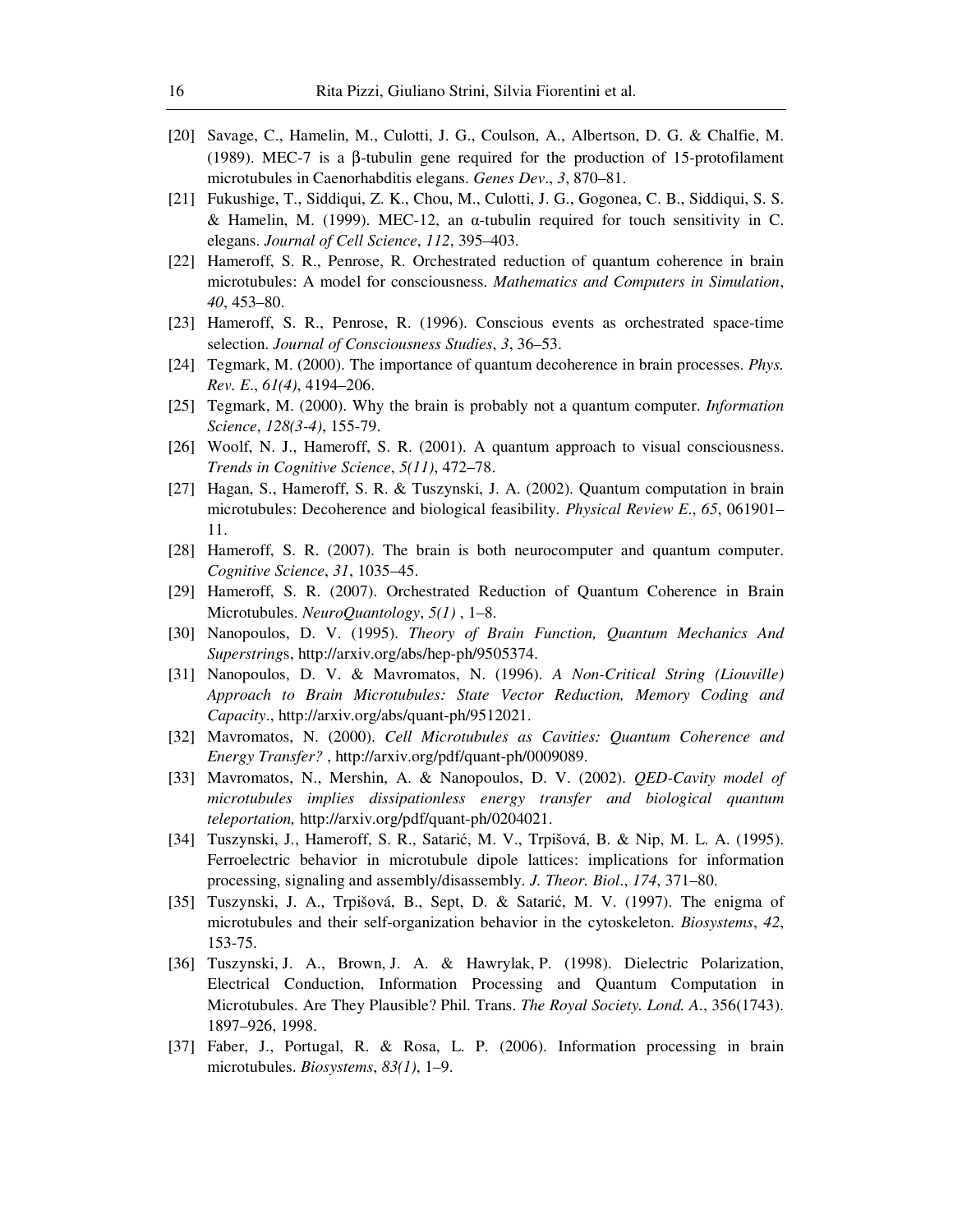[20] Savage, C., Hamelin, M., Culotti, J. G., Coulson, A., Albertson, D. G. & Chalfie, M. (1989). MEC-7 is a β-tubulin gene required for the production of 15-protofilament microtubules in Caenorhabditis elegans. *Genes Dev*., *3*, 870–81.

[21] Fukushige, T., Siddiqui, Z. K., Chou, M., Culotti, J. G., Gogonea, C. B., Siddiqui, S. S. & Hamelin, M. (1999). MEC-12, an α-tubulin required for touch sensitivity in C. elegans. *Journal of Cell Science*, *112*, 395–403.

[22] Hameroff, S. R., Penrose, R. Orchestrated reduction of quantum coherence in brain microtubules: A model for consciousness. *Mathematics and Computers in Simulation*, *40*, 453–80.

[23] Hameroff, S. R., Penrose, R. (1996). Conscious events as orchestrated space-time selection. *Journal of Consciousness Studies*, *3*, 36–53.

[24] Tegmark, M. (2000). The importance of quantum decoherence in brain processes. *Phys. Rev. E*., *61(4)*, 4194–206.

[25] Tegmark, M. (2000). Why the brain is probably not a quantum computer. *Information Science*, *128(3-4)*, 155-79.

[26] Woolf, N. J., Hameroff, S. R. (2001). A quantum approach to visual consciousness. *Trends in Cognitive Science*, *5(11)*, 472–78.

[27] Hagan, S., Hameroff, S. R. & Tuszynski, J. A. (2002). Quantum computation in brain microtubules: Decoherence and biological feasibility. *Physical Review E*., *65*, 061901–11.

[28] Hameroff, S. R. (2007). The brain is both neurocomputer and quantum computer. *Cognitive Science*, *31*, 1035–45.

[29] Hameroff, S. R. (2007). Orchestrated Reduction of Quantum Coherence in Brain Microtubules. *NeuroQuantology*, *5(1)* , 1–8.

[30] Nanopoulos, D. V. (1995). *Theory of Brain Function, Quantum Mechanics And Superstrings*, http://arxiv.org/abs/hep-ph/9505374.

[31] Nanopoulos, D. V. & Mavromatos, N. (1996). *A Non-Critical String (Liouville) Approach to Brain Microtubules: State Vector Reduction, Memory Coding and Capacity*., http://arxiv.org/abs/quant-ph/9512021.

[32] Mavromatos, N. (2000). *Cell Microtubules as Cavities: Quantum Coherence and Energy Transfer?* , http://arxiv.org/pdf/quant-ph/0009089.

[33] Mavromatos, N., Mershin, A. & Nanopoulos, D. V. (2002). *QED-Cavity model of microtubules implies dissipationless energy transfer and biological quantum teleportation,* http://arxiv.org/pdf/quant-ph/0204021.

[34] Tuszynski, J., Hameroff, S. R., Satarić, M. V., Trpišová, B. & Nip, M. L. A. (1995). Ferroelectric behavior in microtubule dipole lattices: implications for information processing, signaling and assembly/disassembly. *J. Theor. Biol*., *174*, 371–80.

[35] Tuszynski, J. A., Trpišová, B., Sept, D. & Satarić, M. V. (1997). The enigma of microtubules and their self-organization behavior in the cytoskeleton. *Biosystems*, *42*, 153-75.

[36] Tuszynski, J. A., Brown, J. A. & Hawrylak, P. (1998). Dielectric Polarization, Electrical Conduction, Information Processing and Quantum Computation in Microtubules. Are They Plausible? Phil. Trans. *The Royal Society. Lond. A*., 356(1743). 1897–926, 1998.

[37] Faber, J., Portugal, R. & Rosa, L. P. (2006). Information processing in brain microtubules. *Biosystems*, *83(1)*, 1–9.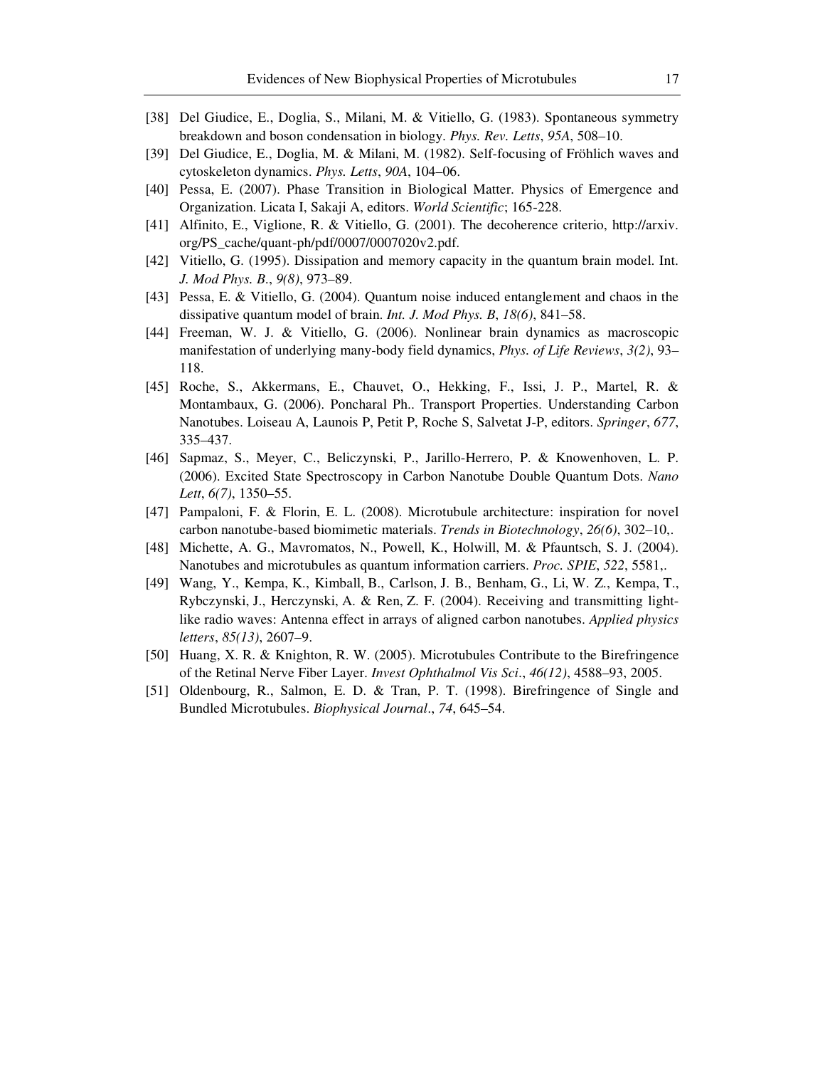[38] Del Giudice, E., Doglia, S., Milani, M. & Vitiello, G. (1983). Spontaneous symmetry breakdown and boson condensation in biology. *Phys. Rev. Letts*, *95A*, 508–10.

[39] Del Giudice, E., Doglia, M. & Milani, M. (1982). Self-focusing of Fröhlich waves and cytoskeleton dynamics. *Phys. Letts*, *90A*, 104–06.

[40] Pessa, E. (2007). Phase Transition in Biological Matter. Physics of Emergence and Organization. Licata I, Sakaji A, editors. *World Scientific*; 165-228.

[41] Alfinito, E., Viglione, R. & Vitiello, G. (2001). The decoherence criterio, http://arxiv.org/PS_cache/quant-ph/pdf/0007/0007020v2.pdf.

[42] Vitiello, G. (1995). Dissipation and memory capacity in the quantum brain model. Int. *J. Mod Phys. B*., *9(8)*, 973–89.

[43] Pessa, E. & Vitiello, G. (2004). Quantum noise induced entanglement and chaos in the dissipative quantum model of brain. *Int. J. Mod Phys. B*, *18(6)*, 841–58.

[44] Freeman, W. J. & Vitiello, G. (2006). Nonlinear brain dynamics as macroscopic manifestation of underlying many-body field dynamics, *Phys. of Life Reviews*, *3(2)*, 93–118.

[45] Roche, S., Akkermans, E., Chauvet, O., Hekking, F., Issi, J. P., Martel, R. & Montambaux, G. (2006). Poncharal Ph.. Transport Properties. Understanding Carbon Nanotubes. Loiseau A, Launois P, Petit P, Roche S, Salvetat J-P, editors. *Springer*, *677*, 335–437.

[46] Sapmaz, S., Meyer, C., Beliczynski, P., Jarillo-Herrero, P. & Knowenhoven, L. P. (2006). Excited State Spectroscopy in Carbon Nanotube Double Quantum Dots. *Nano Lett*, *6(7)*, 1350–55.

[47] Pampaloni, F. & Florin, E. L. (2008). Microtubule architecture: inspiration for novel carbon nanotube-based biomimetic materials. *Trends in Biotechnology*, *26(6)*, 302–10,.

[48] Michette, A. G., Mavromatos, N., Powell, K., Holwill, M. & Pfauntsch, S. J. (2004). Nanotubes and microtubules as quantum information carriers. *Proc. SPIE*, *522*, 5581,.

[49] Wang, Y., Kempa, K., Kimball, B., Carlson, J. B., Benham, G., Li, W. Z., Kempa, T., Rybczynski, J., Herczynski, A. & Ren, Z. F. (2004). Receiving and transmitting light-like radio waves: Antenna effect in arrays of aligned carbon nanotubes. *Applied physics letters*, *85(13)*, 2607–9.

[50] Huang, X. R. & Knighton, R. W. (2005). Microtubules Contribute to the Birefringence of the Retinal Nerve Fiber Layer. *Invest Ophthalmol Vis Sci*., *46(12)*, 4588–93, 2005.

[51] Oldenbourg, R., Salmon, E. D. & Tran, P. T. (1998). Birefringence of Single and Bundled Microtubules. *Biophysical Journal*., *74*, 645–54.